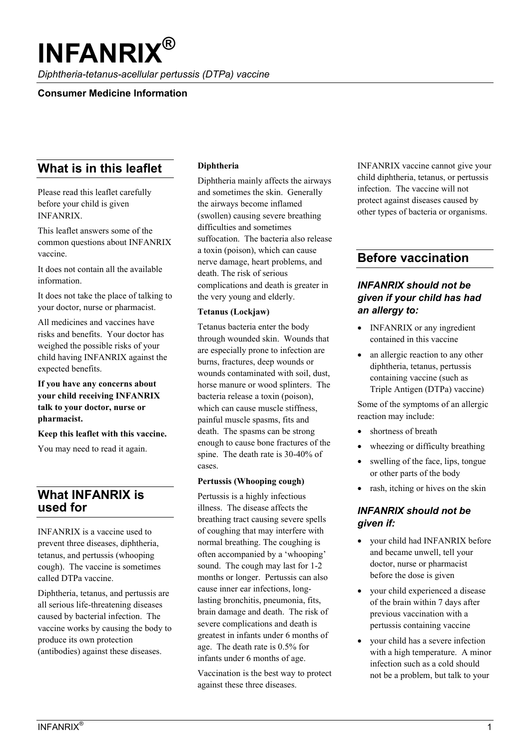# INFANRIX®

*Diphtheria-tetanus-acellular pertussis (DTPa) vaccine*

**Consumer Medicine Information**

## What is in this leaflet

Please read this leaflet carefully before your child is given INFANRIX.

This leaflet answers some of the common questions about INFANRIX vaccine.

It does not contain all the available information.

It does not take the place of talking to your doctor, nurse or pharmacist.

All medicines and vaccines have risks and benefits. Your doctor has weighed the possible risks of your child having INFANRIX against the expected benefits.

**If you have any concerns about your child receiving INFANRIX talk to your doctor, nurse or pharmacist.**

**Keep this leaflet with this vaccine.**

You may need to read it again.

## What INFANRIX is used for

INFANRIX is a vaccine used to prevent three diseases, diphtheria, tetanus, and pertussis (whooping cough). The vaccine is sometimes called DTPa vaccine.

Diphtheria, tetanus, and pertussis are all serious life-threatening diseases caused by bacterial infection. The vaccine works by causing the body to produce its own protection (antibodies) against these diseases.

**Diphtheria**

Diphtheria mainly affects the airways and sometimes the skin. Generally the airways become inflamed (swollen) causing severe breathing difficulties and sometimes suffocation. The bacteria also release a toxin (poison), which can cause nerve damage, heart problems, and death. The risk of serious complications and death is greater in the very young and elderly.

**Tetanus (Lockjaw)**

Tetanus bacteria enter the body through wounded skin. Wounds that are especially prone to infection are burns, fractures, deep wounds or wounds contaminated with soil, dust, horse manure or wood splinters. The bacteria release a toxin (poison), which can cause muscle stiffness, painful muscle spasms, fits and death. The spasms can be strong enough to cause bone fractures of the spine. The death rate is 30-40% of cases.

**Pertussis (Whooping cough)**

Pertussis is a highly infectious illness. The disease affects the breathing tract causing severe spells of coughing that may interfere with normal breathing. The coughing is often accompanied by a 'whooping' sound. The cough may last for 1-2 months or longer. Pertussis can also cause inner ear infections, long-lasting bronchitis, pneumonia, fits, brain damage and death. The risk of severe complications and death is greatest in infants under 6 months of age. The death rate is 0.5% for infants under 6 months of age.

Vaccination is the best way to protect against these three diseases.

INFANRIX vaccine cannot give your child diphtheria, tetanus, or pertussis infection. The vaccine will not protect against diseases caused by other types of bacteria or organisms.

## Before vaccination

### *INFANRIX should not be given if your child has had an allergy to:*

- INFANRIX or any ingredient contained in this vaccine
- an allergic reaction to any other diphtheria, tetanus, pertussis containing vaccine (such as Triple Antigen (DTPa) vaccine)

Some of the symptoms of an allergic reaction may include:

- shortness of breath
- wheezing or difficulty breathing
- swelling of the face, lips, tongue or other parts of the body
- rash, itching or hives on the skin

### *INFANRIX should not be given if:*

- your child had INFANRIX before and became unwell, tell your doctor, nurse or pharmacist before the dose is given
- your child experienced a disease of the brain within 7 days after previous vaccination with a pertussis containing vaccine
- your child has a severe infection with a high temperature. A minor infection such as a cold should not be a problem, but talk to your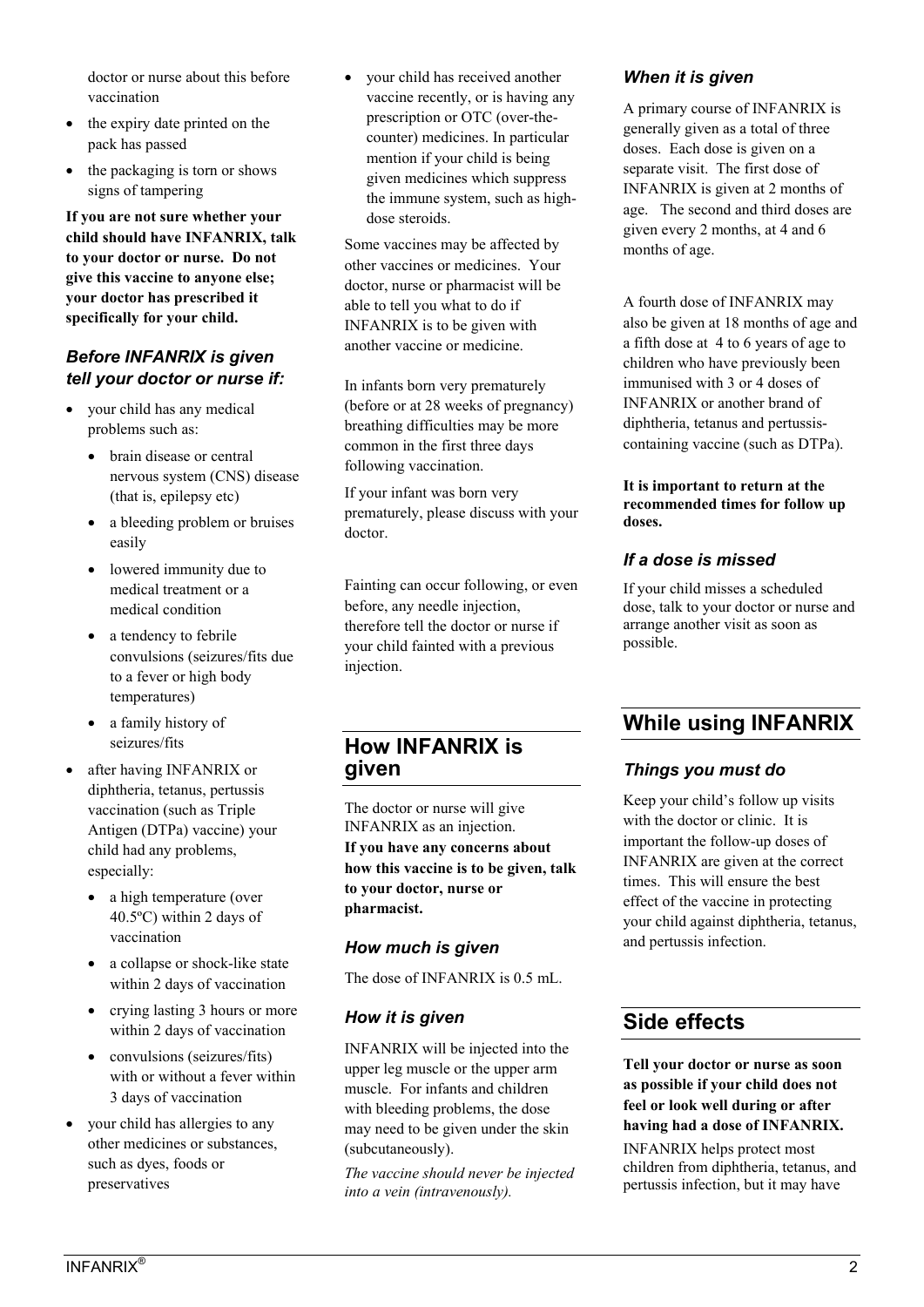doctor or nurse about this before vaccination

- the expiry date printed on the pack has passed
- the packaging is torn or shows signs of tampering

**If you are not sure whether your child should have INFANRIX, talk to your doctor or nurse. Do not give this vaccine to anyone else; your doctor has prescribed it specifically for your child.**

### *Before INFANRIX is given tell your doctor or nurse if:*

- your child has any medical problems such as:
  - brain disease or central nervous system (CNS) disease (that is, epilepsy etc)
  - a bleeding problem or bruises easily
  - lowered immunity due to medical treatment or a medical condition
  - a tendency to febrile convulsions (seizures/fits due to a fever or high body temperatures)
  - a family history of seizures/fits
- after having INFANRIX or diphtheria, tetanus, pertussis vaccination (such as Triple Antigen (DTPa) vaccine) your child had any problems, especially:
  - a high temperature (over 40.5ºC) within 2 days of vaccination
  - a collapse or shock-like state within 2 days of vaccination
  - crying lasting 3 hours or more within 2 days of vaccination
  - convulsions (seizures/fits) with or without a fever within 3 days of vaccination
- your child has allergies to any other medicines or substances, such as dyes, foods or preservatives
- your child has received another vaccine recently, or is having any prescription or OTC (over-the-counter) medicines. In particular mention if your child is being given medicines which suppress the immune system, such as high-dose steroids.

Some vaccines may be affected by other vaccines or medicines. Your doctor, nurse or pharmacist will be able to tell you what to do if INFANRIX is to be given with another vaccine or medicine.

In infants born very prematurely (before or at 28 weeks of pregnancy) breathing difficulties may be more common in the first three days following vaccination.

If your infant was born very prematurely, please discuss with your doctor.

Fainting can occur following, or even before, any needle injection, therefore tell the doctor or nurse if your child fainted with a previous injection.

## How INFANRIX is given

The doctor or nurse will give INFANRIX as an injection.
**If you have any concerns about how this vaccine is to be given, talk to your doctor, nurse or pharmacist.**

### *How much is given*

The dose of INFANRIX is 0.5 mL.

### *How it is given*

INFANRIX will be injected into the upper leg muscle or the upper arm muscle. For infants and children with bleeding problems, the dose may need to be given under the skin (subcutaneously).

*The vaccine should never be injected into a vein (intravenously).*

### *When it is given*

A primary course of INFANRIX is generally given as a total of three doses. Each dose is given on a separate visit. The first dose of INFANRIX is given at 2 months of age. The second and third doses are given every 2 months, at 4 and 6 months of age.

A fourth dose of INFANRIX may also be given at 18 months of age and a fifth dose at 4 to 6 years of age to children who have previously been immunised with 3 or 4 doses of INFANRIX or another brand of diphtheria, tetanus and pertussis-containing vaccine (such as DTPa).

**It is important to return at the recommended times for follow up doses.**

### *If a dose is missed*

If your child misses a scheduled dose, talk to your doctor or nurse and arrange another visit as soon as possible.

## While using INFANRIX

### *Things you must do*

Keep your child's follow up visits with the doctor or clinic. It is important the follow-up doses of INFANRIX are given at the correct times. This will ensure the best effect of the vaccine in protecting your child against diphtheria, tetanus, and pertussis infection.

## Side effects

**Tell your doctor or nurse as soon as possible if your child does not feel or look well during or after having had a dose of INFANRIX.**

INFANRIX helps protect most children from diphtheria, tetanus, and pertussis infection, but it may have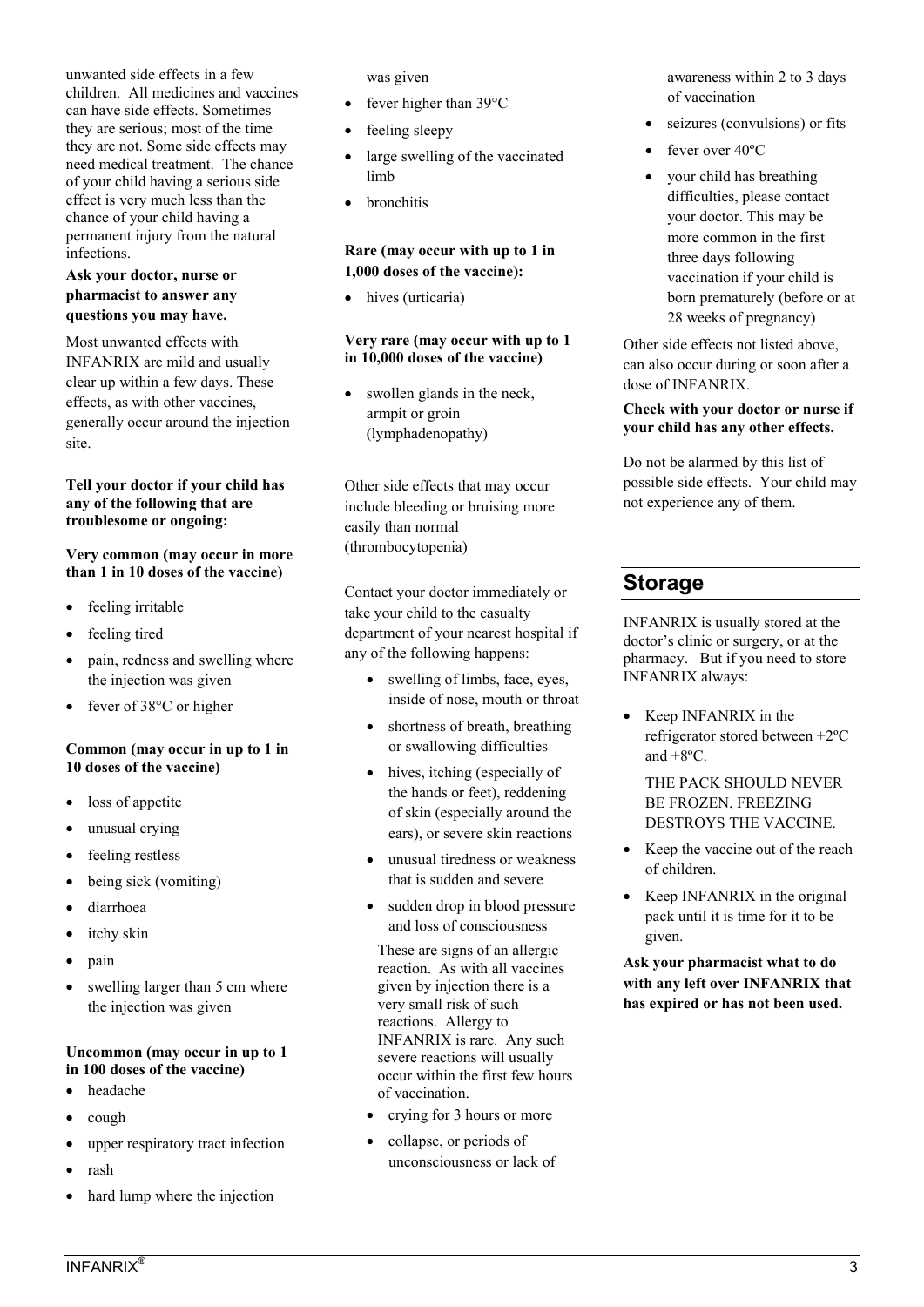unwanted side effects in a few children. All medicines and vaccines can have side effects. Sometimes they are serious; most of the time they are not. Some side effects may need medical treatment. The chance of your child having a serious side effect is very much less than the chance of your child having a permanent injury from the natural infections.

**Ask your doctor, nurse or pharmacist to answer any questions you may have.**

Most unwanted effects with INFANRIX are mild and usually clear up within a few days. These effects, as with other vaccines, generally occur around the injection site.

**Tell your doctor if your child has any of the following that are troublesome or ongoing:**

**Very common (may occur in more than 1 in 10 doses of the vaccine)**

- feeling irritable
- feeling tired
- pain, redness and swelling where the injection was given
- fever of 38°C or higher

**Common (may occur in up to 1 in 10 doses of the vaccine)**

- loss of appetite
- unusual crying
- feeling restless
- being sick (vomiting)
- diarrhoea
- itchy skin
- pain
- swelling larger than 5 cm where the injection was given

**Uncommon (may occur in up to 1 in 100 doses of the vaccine)**

- headache
- cough
- upper respiratory tract infection
- rash
- hard lump where the injection was given
- fever higher than 39°C
- feeling sleepy
- large swelling of the vaccinated limb
- bronchitis

**Rare (may occur with up to 1 in 1,000 doses of the vaccine):**

- hives (urticaria)

**Very rare (may occur with up to 1 in 10,000 doses of the vaccine)**

- swollen glands in the neck, armpit or groin (lymphadenopathy)

Other side effects that may occur include bleeding or bruising more easily than normal (thrombocytopenia)

Contact your doctor immediately or take your child to the casualty department of your nearest hospital if any of the following happens:

- swelling of limbs, face, eyes, inside of nose, mouth or throat
- shortness of breath, breathing or swallowing difficulties
- hives, itching (especially of the hands or feet), reddening of skin (especially around the ears), or severe skin reactions
- unusual tiredness or weakness that is sudden and severe
- sudden drop in blood pressure and loss of consciousness

  These are signs of an allergic reaction. As with all vaccines given by injection there is a very small risk of such reactions. Allergy to INFANRIX is rare. Any such severe reactions will usually occur within the first few hours of vaccination.
- crying for 3 hours or more
- collapse, or periods of unconsciousness or lack of awareness within 2 to 3 days of vaccination
- seizures (convulsions) or fits
- fever over 40ºC
- your child has breathing difficulties, please contact your doctor. This may be more common in the first three days following vaccination if your child is born prematurely (before or at 28 weeks of pregnancy)

Other side effects not listed above, can also occur during or soon after a dose of INFANRIX.

**Check with your doctor or nurse if your child has any other effects.**

Do not be alarmed by this list of possible side effects. Your child may not experience any of them.

## Storage

INFANRIX is usually stored at the doctor's clinic or surgery, or at the pharmacy. But if you need to store INFANRIX always:

- Keep INFANRIX in the refrigerator stored between +2ºC and +8ºC.

  THE PACK SHOULD NEVER BE FROZEN. FREEZING DESTROYS THE VACCINE.
- Keep the vaccine out of the reach of children.
- Keep INFANRIX in the original pack until it is time for it to be given.

**Ask your pharmacist what to do with any left over INFANRIX that has expired or has not been used.**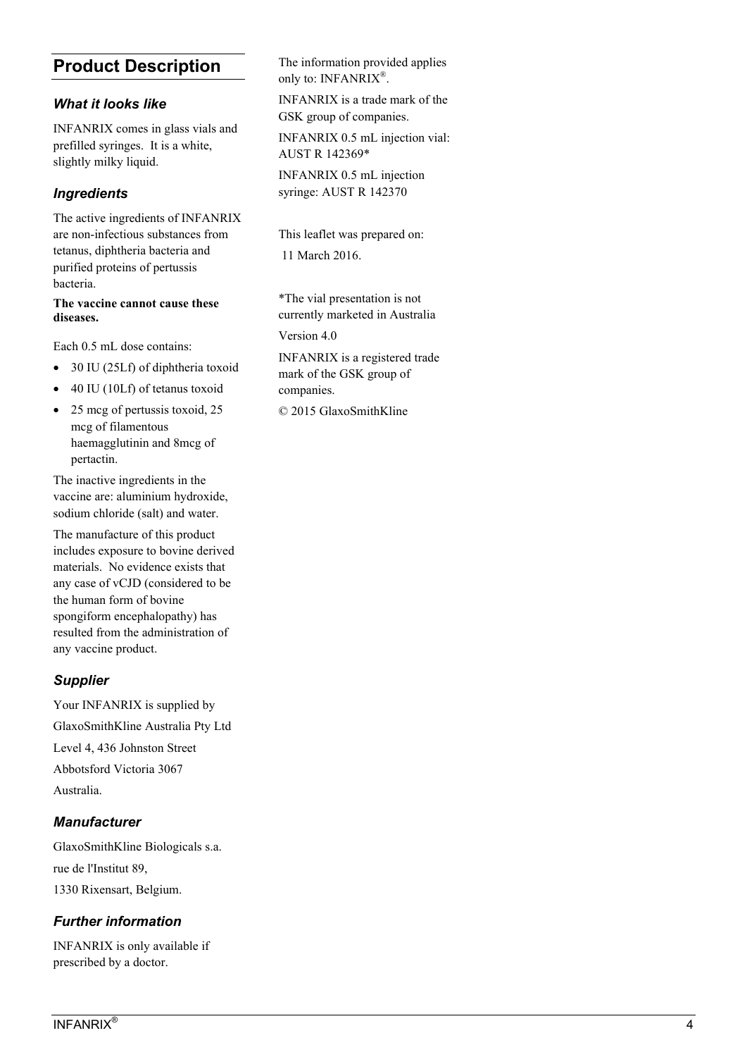## Product Description

### *What it looks like*

INFANRIX comes in glass vials and prefilled syringes. It is a white, slightly milky liquid.

### *Ingredients*

The active ingredients of INFANRIX are non-infectious substances from tetanus, diphtheria bacteria and purified proteins of pertussis bacteria.

**The vaccine cannot cause these diseases.**

Each 0.5 mL dose contains:

- 30 IU (25Lf) of diphtheria toxoid
- 40 IU (10Lf) of tetanus toxoid
- 25 mcg of pertussis toxoid, 25 mcg of filamentous haemagglutinin and 8mcg of pertactin.

The inactive ingredients in the vaccine are: aluminium hydroxide, sodium chloride (salt) and water.

The manufacture of this product includes exposure to bovine derived materials. No evidence exists that any case of vCJD (considered to be the human form of bovine spongiform encephalopathy) has resulted from the administration of any vaccine product.

### *Supplier*

Your INFANRIX is supplied by

GlaxoSmithKline Australia Pty Ltd

Level 4, 436 Johnston Street

Abbotsford Victoria 3067

Australia.

### *Manufacturer*

GlaxoSmithKline Biologicals s.a.

rue de l'Institut 89,

1330 Rixensart, Belgium.

### *Further information*

INFANRIX is only available if prescribed by a doctor.

The information provided applies only to: INFANRIX®.

INFANRIX is a trade mark of the GSK group of companies.

INFANRIX 0.5 mL injection vial: AUST R 142369*

INFANRIX 0.5 mL injection syringe: AUST R 142370

This leaflet was prepared on:

11 March 2016.

*The vial presentation is not currently marketed in Australia

Version 4.0

INFANRIX is a registered trade mark of the GSK group of companies.

© 2015 GlaxoSmithKline